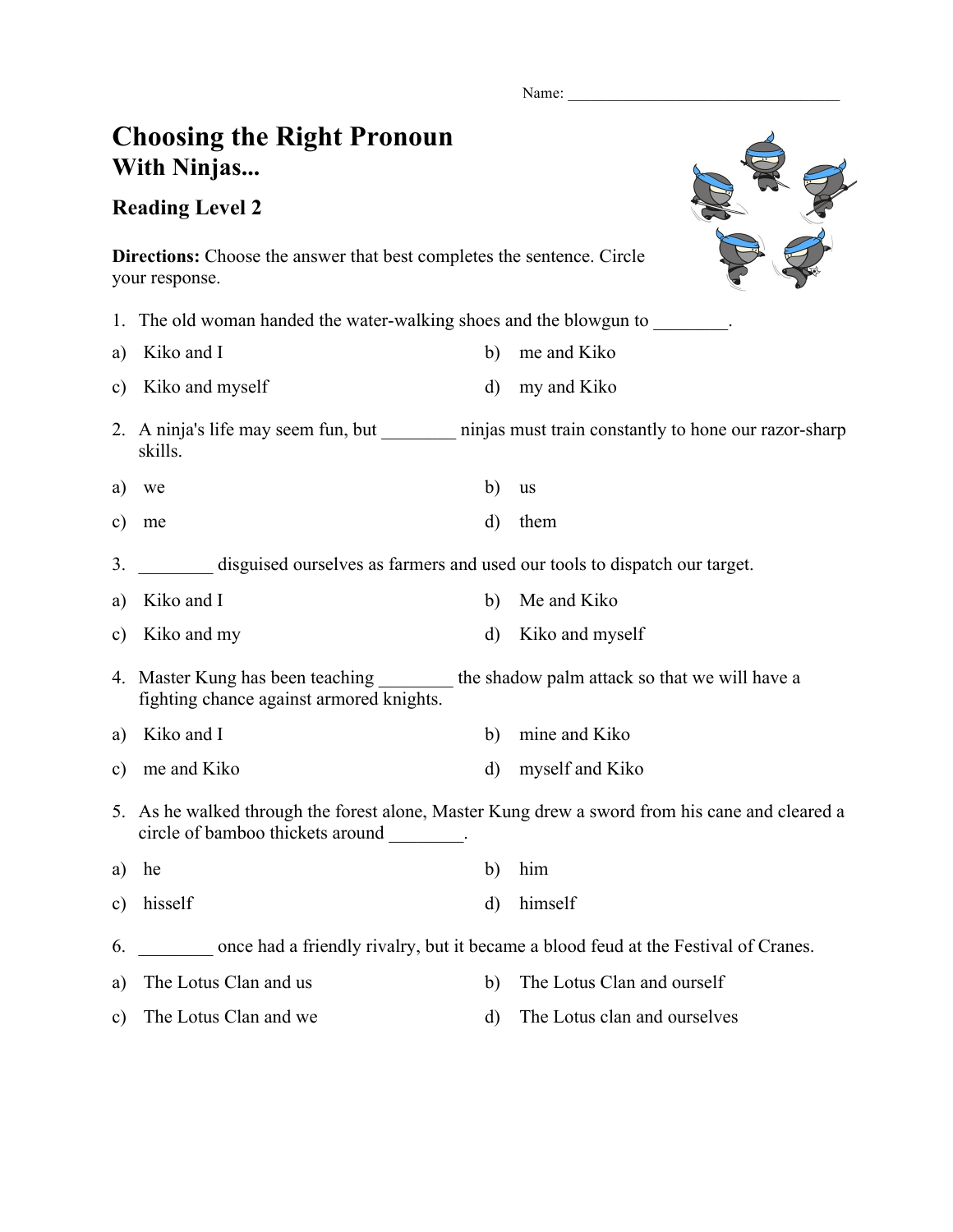Name: ___________________________________

# Choosing the Right Pronoun
## With Ninjas...

### Reading Level 2

**Directions:** Choose the answer that best completes the sentence. Circle your response.

1. The old woman handed the water-walking shoes and the blowgun to ________.

a) Kiko and I

b) me and Kiko

c) Kiko and myself

d) my and Kiko

2. A ninja's life may seem fun, but ________ ninjas must train constantly to hone our razor-sharp skills.

a) we

b) us

c) me

d) them

3. ________ disguised ourselves as farmers and used our tools to dispatch our target.

a) Kiko and I

b) Me and Kiko

c) Kiko and my

d) Kiko and myself

4. Master Kung has been teaching ________ the shadow palm attack so that we will have a fighting chance against armored knights.

a) Kiko and I

b) mine and Kiko

c) me and Kiko

d) myself and Kiko

5. As he walked through the forest alone, Master Kung drew a sword from his cane and cleared a circle of bamboo thickets around ________.

a) he

b) him

c) hisself

d) himself

6. ________ once had a friendly rivalry, but it became a blood feud at the Festival of Cranes.

a) The Lotus Clan and us

b) The Lotus Clan and ourself

c) The Lotus Clan and we

d) The Lotus clan and ourselves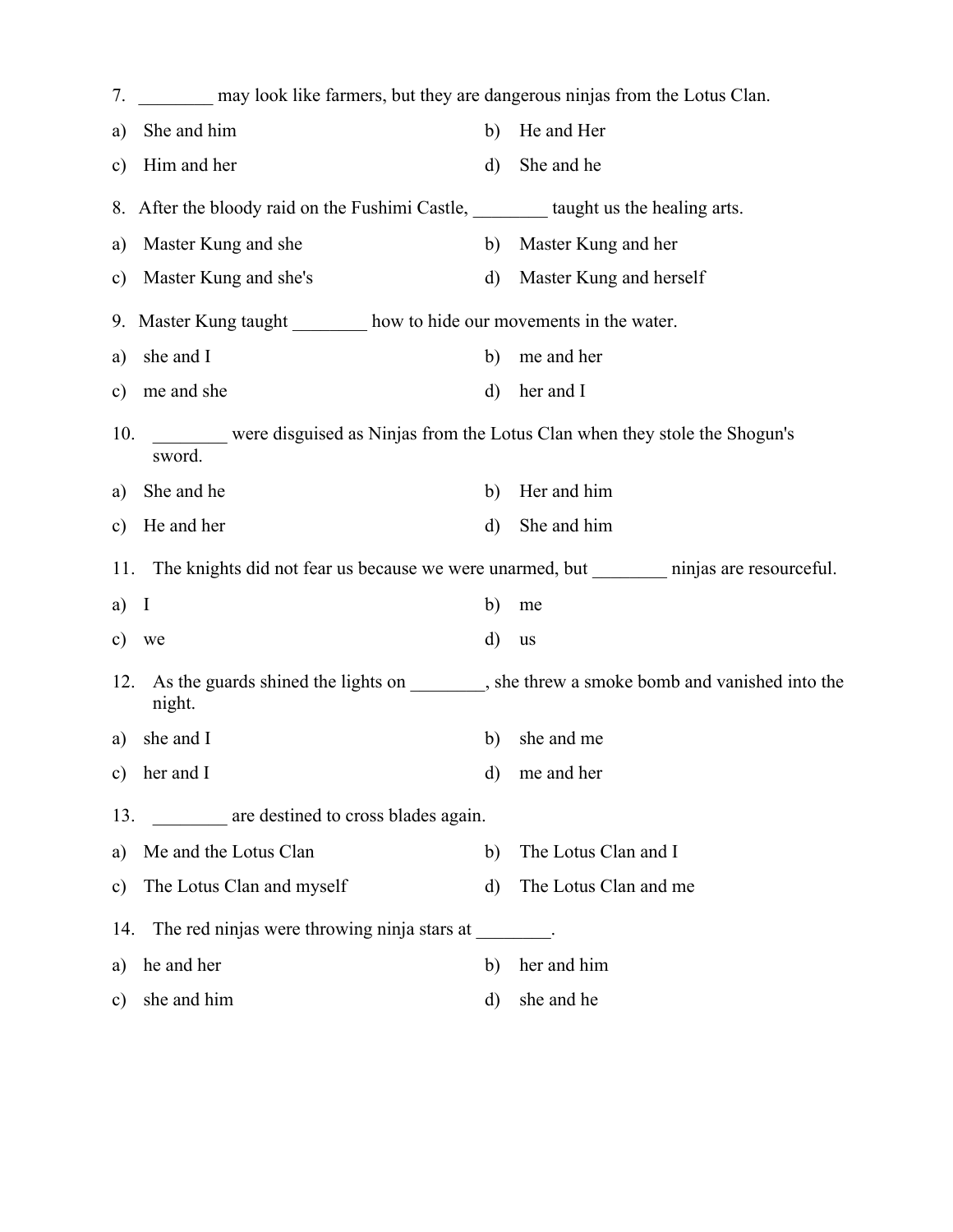7. ________ may look like farmers, but they are dangerous ninjas from the Lotus Clan.

a) She and him

b) He and Her

c) Him and her

d) She and he

8. After the bloody raid on the Fushimi Castle, ________ taught us the healing arts.

a) Master Kung and she

b) Master Kung and her

c) Master Kung and she's

d) Master Kung and herself

9. Master Kung taught ________ how to hide our movements in the water.

a) she and I

b) me and her

c) me and she

d) her and I

10. ________ were disguised as Ninjas from the Lotus Clan when they stole the Shogun's sword.

a) She and he

b) Her and him

c) He and her

d) She and him

11. The knights did not fear us because we were unarmed, but ________ ninjas are resourceful.

a) I

b) me

c) we

d) us

12. As the guards shined the lights on ________, she threw a smoke bomb and vanished into the night.

a) she and I

b) she and me

c) her and I

d) me and her

13. ________ are destined to cross blades again.

a) Me and the Lotus Clan

b) The Lotus Clan and I

c) The Lotus Clan and myself

d) The Lotus Clan and me

14. The red ninjas were throwing ninja stars at ________.

a) he and her

b) her and him

c) she and him

d) she and he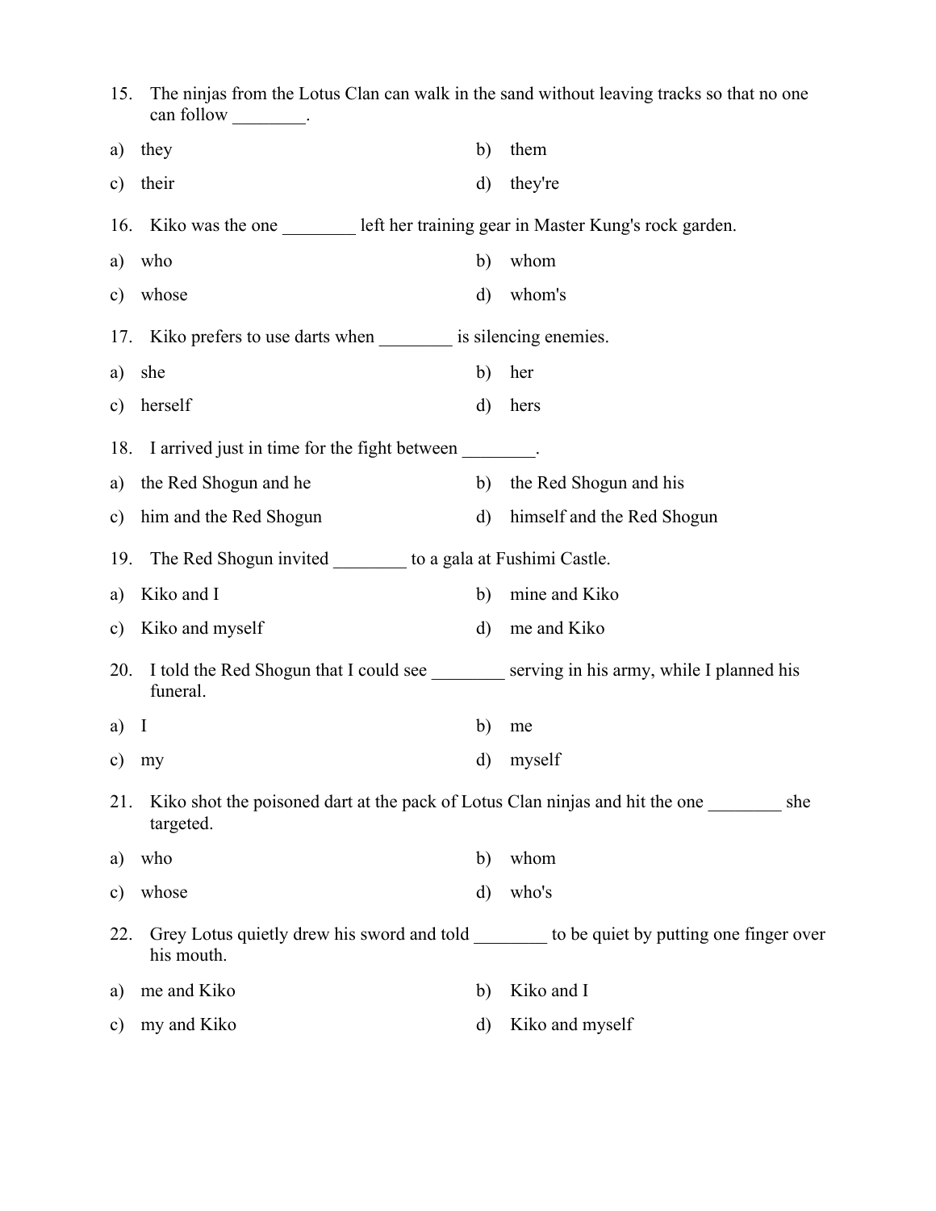15. The ninjas from the Lotus Clan can walk in the sand without leaving tracks so that no one can follow ________.

a) they
b) them
c) their
d) they're

16. Kiko was the one ________ left her training gear in Master Kung's rock garden.

a) who
b) whom
c) whose
d) whom's

17. Kiko prefers to use darts when ________ is silencing enemies.

a) she
b) her
c) herself
d) hers

18. I arrived just in time for the fight between ________.

a) the Red Shogun and he
b) the Red Shogun and his
c) him and the Red Shogun
d) himself and the Red Shogun

19. The Red Shogun invited ________ to a gala at Fushimi Castle.

a) Kiko and I
b) mine and Kiko
c) Kiko and myself
d) me and Kiko

20. I told the Red Shogun that I could see ________ serving in his army, while I planned his funeral.

a) I
b) me
c) my
d) myself

21. Kiko shot the poisoned dart at the pack of Lotus Clan ninjas and hit the one ________ she targeted.

a) who
b) whom
c) whose
d) who's

22. Grey Lotus quietly drew his sword and told ________ to be quiet by putting one finger over his mouth.

a) me and Kiko
b) Kiko and I
c) my and Kiko
d) Kiko and myself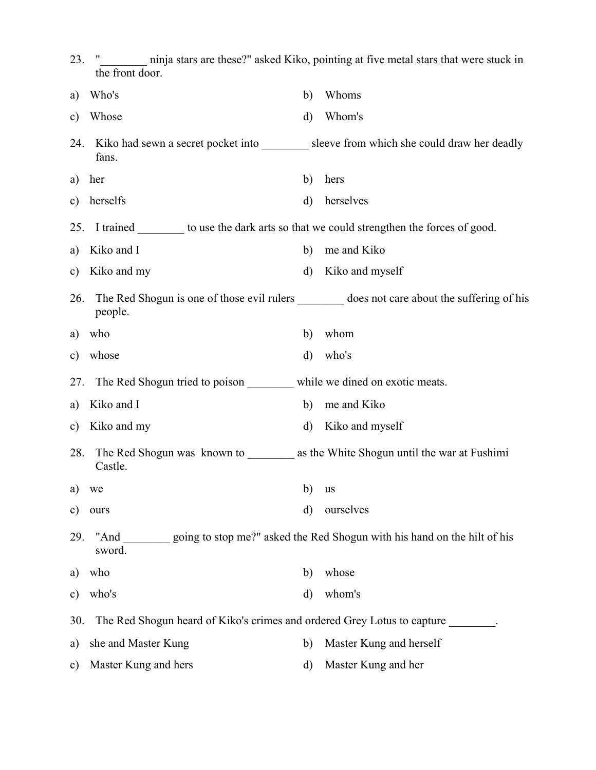23. "________ ninja stars are these?" asked Kiko, pointing at five metal stars that were stuck in the front door.

a) Who's
b) Whoms
c) Whose
d) Whom's

24. Kiko had sewn a secret pocket into ________ sleeve from which she could draw her deadly fans.

a) her
b) hers
c) herselfs
d) herselves

25. I trained ________ to use the dark arts so that we could strengthen the forces of good.

a) Kiko and I
b) me and Kiko
c) Kiko and my
d) Kiko and myself

26. The Red Shogun is one of those evil rulers ________ does not care about the suffering of his people.

a) who
b) whom
c) whose
d) who's

27. The Red Shogun tried to poison ________ while we dined on exotic meats.

a) Kiko and I
b) me and Kiko
c) Kiko and my
d) Kiko and myself

28. The Red Shogun was known to ________ as the White Shogun until the war at Fushimi Castle.

a) we
b) us
c) ours
d) ourselves

29. "And ________ going to stop me?" asked the Red Shogun with his hand on the hilt of his sword.

a) who
b) whose
c) who's
d) whom's

30. The Red Shogun heard of Kiko's crimes and ordered Grey Lotus to capture ________.

a) she and Master Kung
b) Master Kung and herself
c) Master Kung and hers
d) Master Kung and her